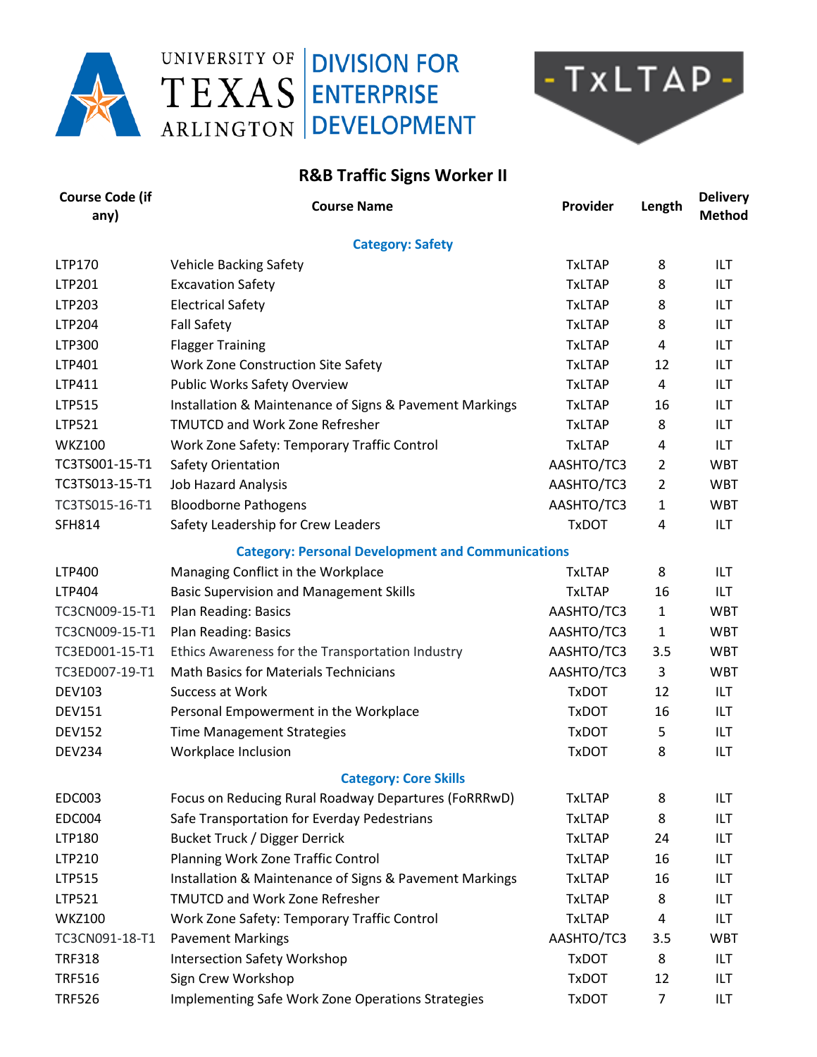UNIVERSITY OF TEXAS ARLINGTON | DIVISION FOR ENTERPRISE DEVELOPMENT

- TxLTAP -

## R&B Traffic Signs Worker II

| Course Code (if any) | Course Name | Provider | Length | Delivery Method |
|---|---|---|---|---|
| | **Category: Safety** | | | |
| LTP170 | Vehicle Backing Safety | TxLTAP | 8 | ILT |
| LTP201 | Excavation Safety | TxLTAP | 8 | ILT |
| LTP203 | Electrical Safety | TxLTAP | 8 | ILT |
| LTP204 | Fall Safety | TxLTAP | 8 | ILT |
| LTP300 | Flagger Training | TxLTAP | 4 | ILT |
| LTP401 | Work Zone Construction Site Safety | TxLTAP | 12 | ILT |
| LTP411 | Public Works Safety Overview | TxLTAP | 4 | ILT |
| LTP515 | Installation & Maintenance of Signs & Pavement Markings | TxLTAP | 16 | ILT |
| LTP521 | TMUTCD and Work Zone Refresher | TxLTAP | 8 | ILT |
| WKZ100 | Work Zone Safety: Temporary Traffic Control | TxLTAP | 4 | ILT |
| TC3TS001-15-T1 | Safety Orientation | AASHTO/TC3 | 2 | WBT |
| TC3TS013-15-T1 | Job Hazard Analysis | AASHTO/TC3 | 2 | WBT |
| TC3TS015-16-T1 | Bloodborne Pathogens | AASHTO/TC3 | 1 | WBT |
| SFH814 | Safety Leadership for Crew Leaders | TxDOT | 4 | ILT |
| | **Category: Personal Development and Communications** | | | |
| LTP400 | Managing Conflict in the Workplace | TxLTAP | 8 | ILT |
| LTP404 | Basic Supervision and Management Skills | TxLTAP | 16 | ILT |
| TC3CN009-15-T1 | Plan Reading: Basics | AASHTO/TC3 | 1 | WBT |
| TC3CN009-15-T1 | Plan Reading: Basics | AASHTO/TC3 | 1 | WBT |
| TC3ED001-15-T1 | Ethics Awareness for the Transportation Industry | AASHTO/TC3 | 3.5 | WBT |
| TC3ED007-19-T1 | Math Basics for Materials Technicians | AASHTO/TC3 | 3 | WBT |
| DEV103 | Success at Work | TxDOT | 12 | ILT |
| DEV151 | Personal Empowerment in the Workplace | TxDOT | 16 | ILT |
| DEV152 | Time Management Strategies | TxDOT | 5 | ILT |
| DEV234 | Workplace Inclusion | TxDOT | 8 | ILT |
| | **Category: Core Skills** | | | |
| EDC003 | Focus on Reducing Rural Roadway Departures (FoRRRwD) | TxLTAP | 8 | ILT |
| EDC004 | Safe Transportation for Everday Pedestrians | TxLTAP | 8 | ILT |
| LTP180 | Bucket Truck / Digger Derrick | TxLTAP | 24 | ILT |
| LTP210 | Planning Work Zone Traffic Control | TxLTAP | 16 | ILT |
| LTP515 | Installation & Maintenance of Signs & Pavement Markings | TxLTAP | 16 | ILT |
| LTP521 | TMUTCD and Work Zone Refresher | TxLTAP | 8 | ILT |
| WKZ100 | Work Zone Safety: Temporary Traffic Control | TxLTAP | 4 | ILT |
| TC3CN091-18-T1 | Pavement Markings | AASHTO/TC3 | 3.5 | WBT |
| TRF318 | Intersection Safety Workshop | TxDOT | 8 | ILT |
| TRF516 | Sign Crew Workshop | TxDOT | 12 | ILT |
| TRF526 | Implementing Safe Work Zone Operations Strategies | TxDOT | 7 | ILT |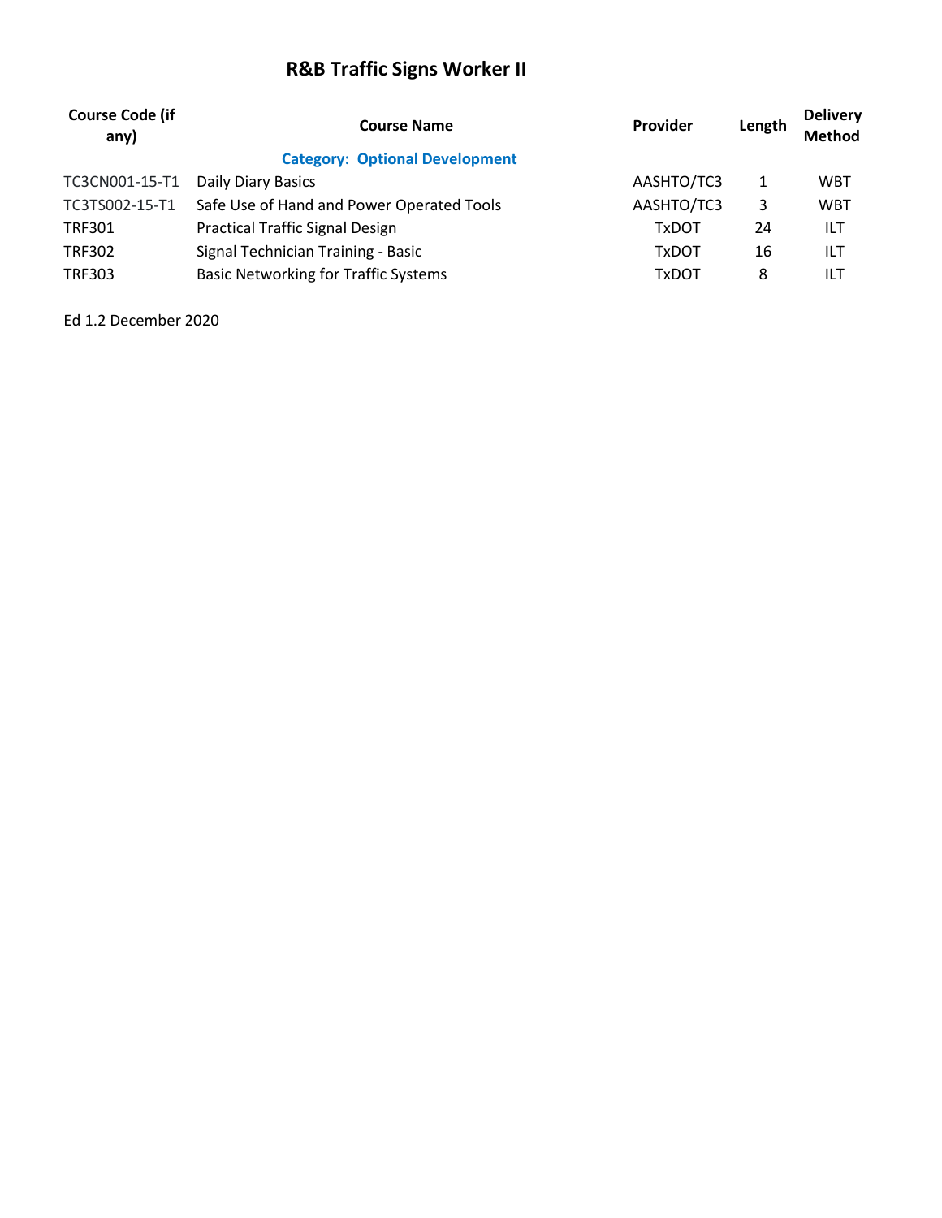# R&B Traffic Signs Worker II

| Course Code (if any) | Course Name | Provider | Length | Delivery Method |
|---|---|---|---|---|
| | **Category: Optional Development** | | | |
| TC3CN001-15-T1 | Daily Diary Basics | AASHTO/TC3 | 1 | WBT |
| TC3TS002-15-T1 | Safe Use of Hand and Power Operated Tools | AASHTO/TC3 | 3 | WBT |
| TRF301 | Practical Traffic Signal Design | TxDOT | 24 | ILT |
| TRF302 | Signal Technician Training - Basic | TxDOT | 16 | ILT |
| TRF303 | Basic Networking for Traffic Systems | TxDOT | 8 | ILT |

Ed 1.2 December 2020